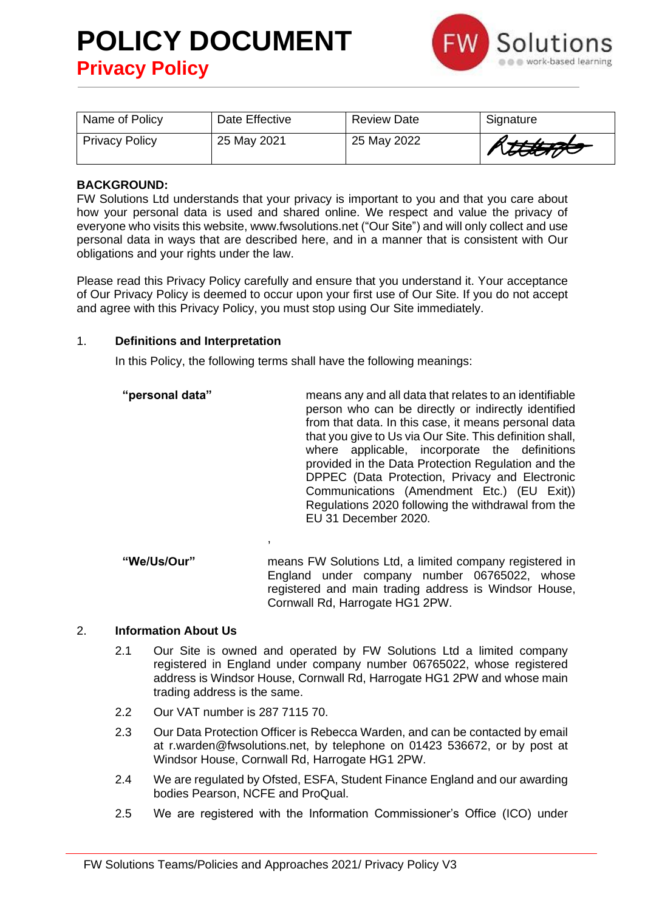# POLICY DOCUMENT

## Privacy Policy

| Name of Policy | Date Effective | Review Date | Signature |
| --- | --- | --- | --- |
| Privacy Policy | 25 May 2021 | 25 May 2022 | |

**BACKGROUND:**

FW Solutions Ltd understands that your privacy is important to you and that you care about how your personal data is used and shared online. We respect and value the privacy of everyone who visits this website, www.fwsolutions.net ("Our Site") and will only collect and use personal data in ways that are described here, and in a manner that is consistent with Our obligations and your rights under the law.

Please read this Privacy Policy carefully and ensure that you understand it. Your acceptance of Our Privacy Policy is deemed to occur upon your first use of Our Site. If you do not accept and agree with this Privacy Policy, you must stop using Our Site immediately.

### 1. Definitions and Interpretation

In this Policy, the following terms shall have the following meanings:

**"personal data"** means any and all data that relates to an identifiable person who can be directly or indirectly identified from that data. In this case, it means personal data that you give to Us via Our Site. This definition shall, where applicable, incorporate the definitions provided in the Data Protection Regulation and the DPPEC (Data Protection, Privacy and Electronic Communications (Amendment Etc.) (EU Exit)) Regulations 2020 following the withdrawal from the EU 31 December 2020.

**"We/Us/Our"** means FW Solutions Ltd, a limited company registered in England under company number 06765022, whose registered and main trading address is Windsor House, Cornwall Rd, Harrogate HG1 2PW.

### 2. Information About Us

2.1 Our Site is owned and operated by FW Solutions Ltd a limited company registered in England under company number 06765022, whose registered address is Windsor House, Cornwall Rd, Harrogate HG1 2PW and whose main trading address is the same.

2.2 Our VAT number is 287 7115 70.

2.3 Our Data Protection Officer is Rebecca Warden, and can be contacted by email at r.warden@fwsolutions.net, by telephone on 01423 536672, or by post at Windsor House, Cornwall Rd, Harrogate HG1 2PW.

2.4 We are regulated by Ofsted, ESFA, Student Finance England and our awarding bodies Pearson, NCFE and ProQual.

2.5 We are registered with the Information Commissioner's Office (ICO) under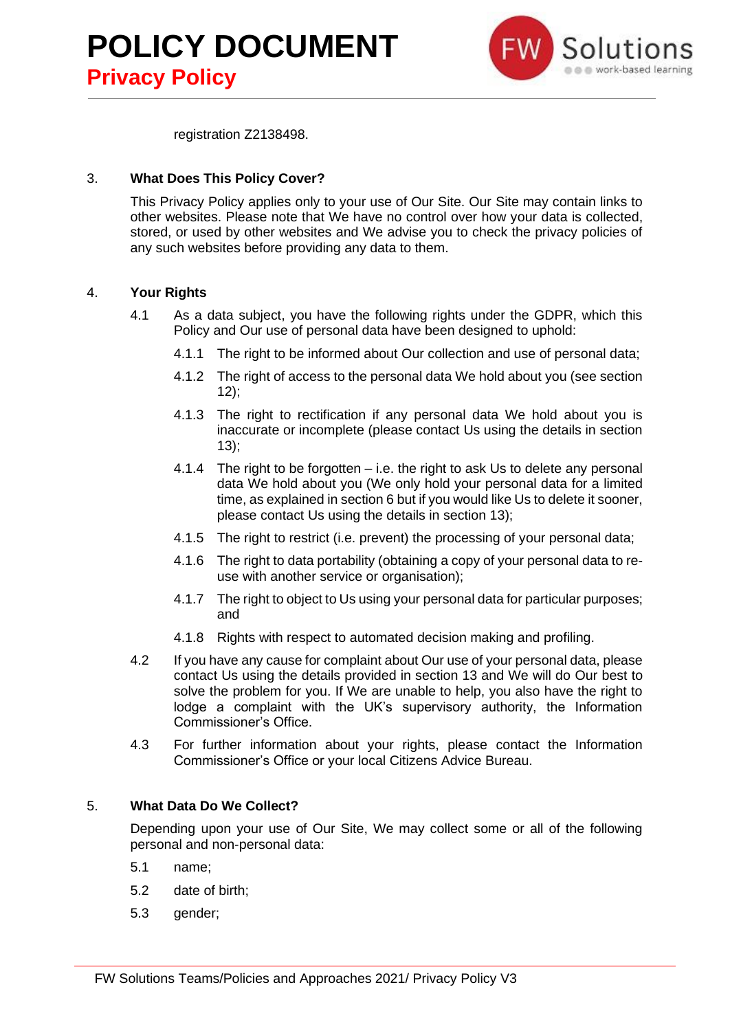registration Z2138498.

## 3. What Does This Policy Cover?

This Privacy Policy applies only to your use of Our Site. Our Site may contain links to other websites. Please note that We have no control over how your data is collected, stored, or used by other websites and We advise you to check the privacy policies of any such websites before providing any data to them.

## 4. Your Rights

4.1 As a data subject, you have the following rights under the GDPR, which this Policy and Our use of personal data have been designed to uphold:

4.1.1 The right to be informed about Our collection and use of personal data;

4.1.2 The right of access to the personal data We hold about you (see section 12);

4.1.3 The right to rectification if any personal data We hold about you is inaccurate or incomplete (please contact Us using the details in section 13);

4.1.4 The right to be forgotten – i.e. the right to ask Us to delete any personal data We hold about you (We only hold your personal data for a limited time, as explained in section 6 but if you would like Us to delete it sooner, please contact Us using the details in section 13);

4.1.5 The right to restrict (i.e. prevent) the processing of your personal data;

4.1.6 The right to data portability (obtaining a copy of your personal data to re-use with another service or organisation);

4.1.7 The right to object to Us using your personal data for particular purposes; and

4.1.8 Rights with respect to automated decision making and profiling.

4.2 If you have any cause for complaint about Our use of your personal data, please contact Us using the details provided in section 13 and We will do Our best to solve the problem for you. If We are unable to help, you also have the right to lodge a complaint with the UK's supervisory authority, the Information Commissioner's Office.

4.3 For further information about your rights, please contact the Information Commissioner's Office or your local Citizens Advice Bureau.

## 5. What Data Do We Collect?

Depending upon your use of Our Site, We may collect some or all of the following personal and non-personal data:

5.1 name;

5.2 date of birth;

5.3 gender;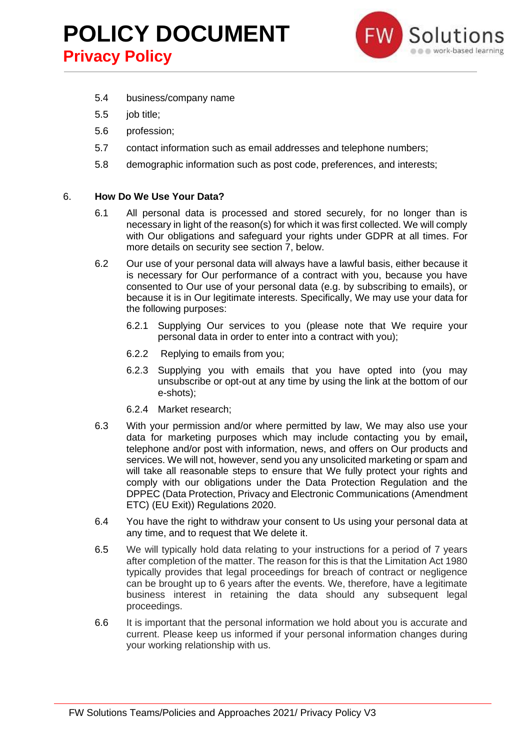5.4 business/company name

5.5 job title;

5.6 profession;

5.7 contact information such as email addresses and telephone numbers;

5.8 demographic information such as post code, preferences, and interests;

6. **How Do We Use Your Data?**

6.1 All personal data is processed and stored securely, for no longer than is necessary in light of the reason(s) for which it was first collected. We will comply with Our obligations and safeguard your rights under GDPR at all times. For more details on security see section 7, below.

6.2 Our use of your personal data will always have a lawful basis, either because it is necessary for Our performance of a contract with you, because you have consented to Our use of your personal data (e.g. by subscribing to emails), or because it is in Our legitimate interests. Specifically, We may use your data for the following purposes:

6.2.1 Supplying Our services to you (please note that We require your personal data in order to enter into a contract with you);

6.2.2 Replying to emails from you;

6.2.3 Supplying you with emails that you have opted into (you may unsubscribe or opt-out at any time by using the link at the bottom of our e-shots);

6.2.4 Market research;

6.3 With your permission and/or where permitted by law, We may also use your data for marketing purposes which may include contacting you by email**,** telephone and/or post with information, news, and offers on Our products and services. We will not, however, send you any unsolicited marketing or spam and will take all reasonable steps to ensure that We fully protect your rights and comply with our obligations under the Data Protection Regulation and the DPPEC (Data Protection, Privacy and Electronic Communications (Amendment ETC) (EU Exit)) Regulations 2020.

6.4 You have the right to withdraw your consent to Us using your personal data at any time, and to request that We delete it.

6.5 We will typically hold data relating to your instructions for a period of 7 years after completion of the matter. The reason for this is that the Limitation Act 1980 typically provides that legal proceedings for breach of contract or negligence can be brought up to 6 years after the events. We, therefore, have a legitimate business interest in retaining the data should any subsequent legal proceedings.

6.6 It is important that the personal information we hold about you is accurate and current. Please keep us informed if your personal information changes during your working relationship with us.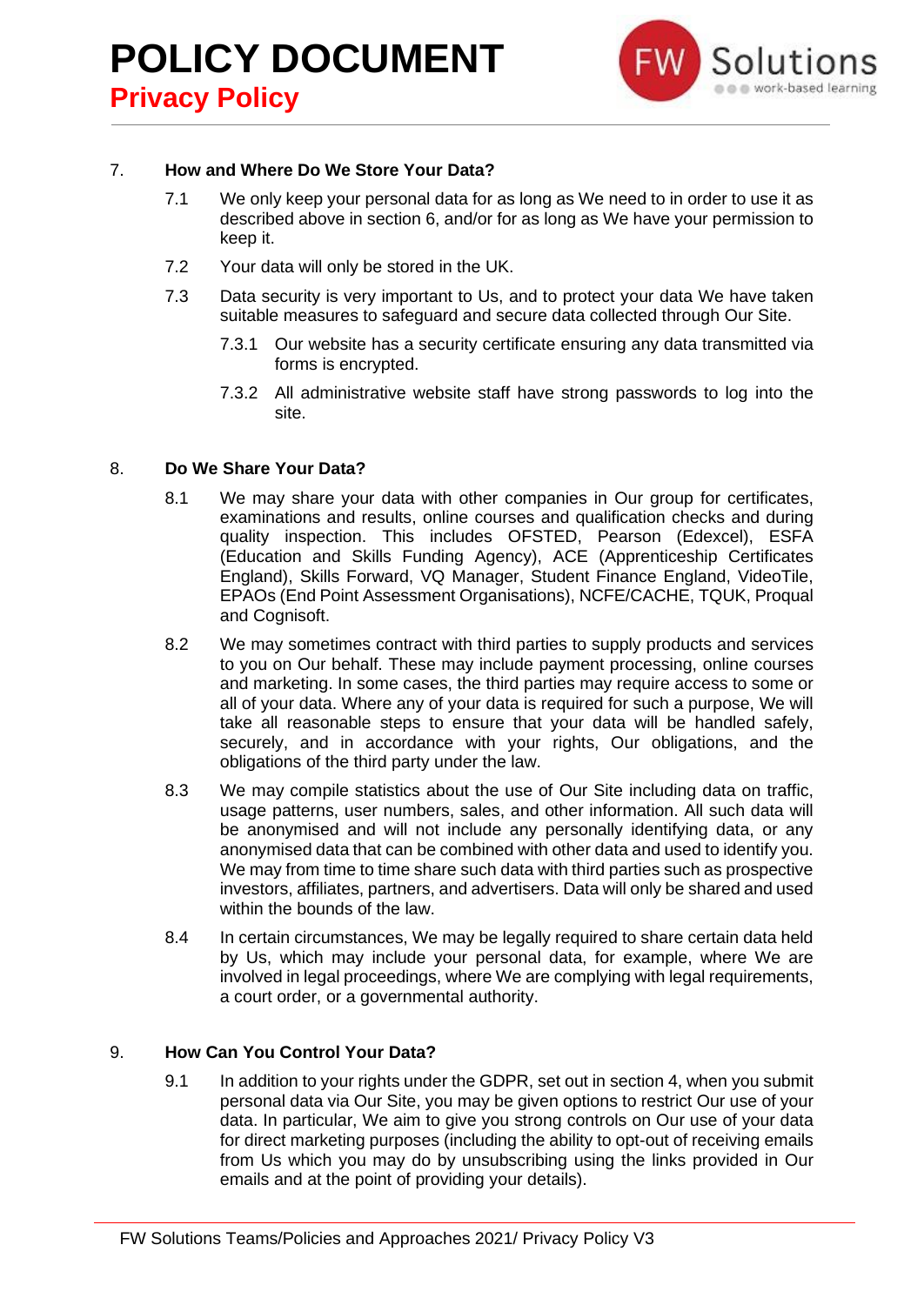## 7. How and Where Do We Store Your Data?

7.1 We only keep your personal data for as long as We need to in order to use it as described above in section 6, and/or for as long as We have your permission to keep it.

7.2 Your data will only be stored in the UK.

7.3 Data security is very important to Us, and to protect your data We have taken suitable measures to safeguard and secure data collected through Our Site.

7.3.1 Our website has a security certificate ensuring any data transmitted via forms is encrypted.

7.3.2 All administrative website staff have strong passwords to log into the site.

## 8. Do We Share Your Data?

8.1 We may share your data with other companies in Our group for certificates, examinations and results, online courses and qualification checks and during quality inspection. This includes OFSTED, Pearson (Edexcel), ESFA (Education and Skills Funding Agency), ACE (Apprenticeship Certificates England), Skills Forward, VQ Manager, Student Finance England, VideoTile, EPAOs (End Point Assessment Organisations), NCFE/CACHE, TQUK, Proqual and Cognisoft.

8.2 We may sometimes contract with third parties to supply products and services to you on Our behalf. These may include payment processing, online courses and marketing. In some cases, the third parties may require access to some or all of your data. Where any of your data is required for such a purpose, We will take all reasonable steps to ensure that your data will be handled safely, securely, and in accordance with your rights, Our obligations, and the obligations of the third party under the law.

8.3 We may compile statistics about the use of Our Site including data on traffic, usage patterns, user numbers, sales, and other information. All such data will be anonymised and will not include any personally identifying data, or any anonymised data that can be combined with other data and used to identify you. We may from time to time share such data with third parties such as prospective investors, affiliates, partners, and advertisers. Data will only be shared and used within the bounds of the law.

8.4 In certain circumstances, We may be legally required to share certain data held by Us, which may include your personal data, for example, where We are involved in legal proceedings, where We are complying with legal requirements, a court order, or a governmental authority.

## 9. How Can You Control Your Data?

9.1 In addition to your rights under the GDPR, set out in section 4, when you submit personal data via Our Site, you may be given options to restrict Our use of your data. In particular, We aim to give you strong controls on Our use of your data for direct marketing purposes (including the ability to opt-out of receiving emails from Us which you may do by unsubscribing using the links provided in Our emails and at the point of providing your details).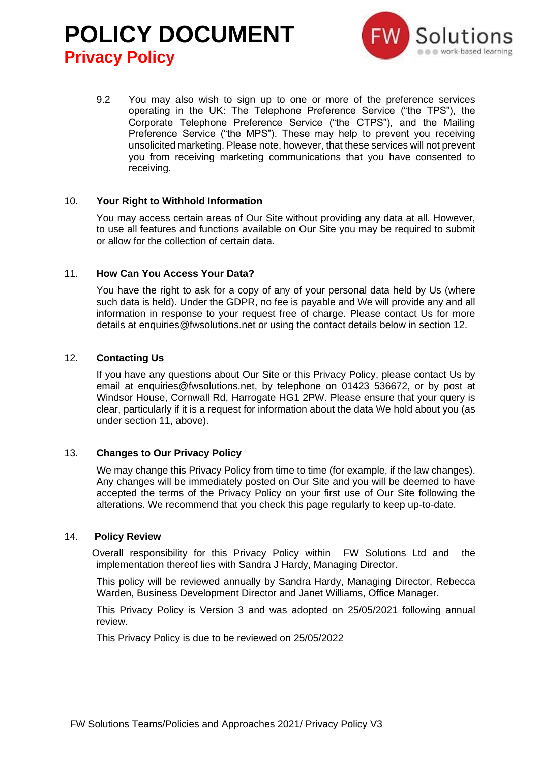9.2 You may also wish to sign up to one or more of the preference services operating in the UK: The Telephone Preference Service ("the TPS"), the Corporate Telephone Preference Service ("the CTPS"), and the Mailing Preference Service ("the MPS"). These may help to prevent you receiving unsolicited marketing. Please note, however, that these services will not prevent you from receiving marketing communications that you have consented to receiving.

## 10. Your Right to Withhold Information

You may access certain areas of Our Site without providing any data at all. However, to use all features and functions available on Our Site you may be required to submit or allow for the collection of certain data.

## 11. How Can You Access Your Data?

You have the right to ask for a copy of any of your personal data held by Us (where such data is held). Under the GDPR, no fee is payable and We will provide any and all information in response to your request free of charge. Please contact Us for more details at enquiries@fwsolutions.net or using the contact details below in section 12.

## 12. Contacting Us

If you have any questions about Our Site or this Privacy Policy, please contact Us by email at enquiries@fwsolutions.net, by telephone on 01423 536672, or by post at Windsor House, Cornwall Rd, Harrogate HG1 2PW. Please ensure that your query is clear, particularly if it is a request for information about the data We hold about you (as under section 11, above).

## 13. Changes to Our Privacy Policy

We may change this Privacy Policy from time to time (for example, if the law changes). Any changes will be immediately posted on Our Site and you will be deemed to have accepted the terms of the Privacy Policy on your first use of Our Site following the alterations. We recommend that you check this page regularly to keep up-to-date.

## 14. Policy Review

Overall responsibility for this Privacy Policy within FW Solutions Ltd and the implementation thereof lies with Sandra J Hardy, Managing Director.

This policy will be reviewed annually by Sandra Hardy, Managing Director, Rebecca Warden, Business Development Director and Janet Williams, Office Manager.

This Privacy Policy is Version 3 and was adopted on 25/05/2021 following annual review.

This Privacy Policy is due to be reviewed on 25/05/2022